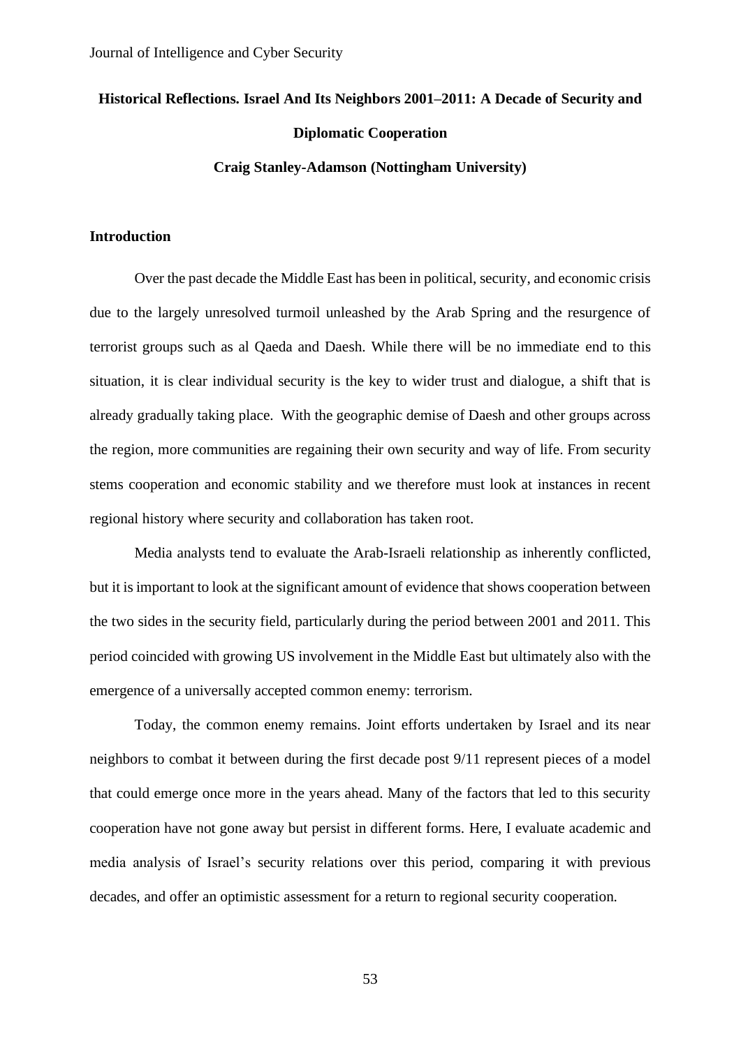# Historical Reflections. Israel And Its Neighbors 2001–2011: A Decade of Security and Diplomatic Cooperation

**Craig Stanley-Adamson (Nottingham University)**

## Introduction

Over the past decade the Middle East has been in political, security, and economic crisis due to the largely unresolved turmoil unleashed by the Arab Spring and the resurgence of terrorist groups such as al Qaeda and Daesh. While there will be no immediate end to this situation, it is clear individual security is the key to wider trust and dialogue, a shift that is already gradually taking place. With the geographic demise of Daesh and other groups across the region, more communities are regaining their own security and way of life. From security stems cooperation and economic stability and we therefore must look at instances in recent regional history where security and collaboration has taken root.

Media analysts tend to evaluate the Arab-Israeli relationship as inherently conflicted, but it is important to look at the significant amount of evidence that shows cooperation between the two sides in the security field, particularly during the period between 2001 and 2011. This period coincided with growing US involvement in the Middle East but ultimately also with the emergence of a universally accepted common enemy: terrorism.

Today, the common enemy remains. Joint efforts undertaken by Israel and its near neighbors to combat it between during the first decade post 9/11 represent pieces of a model that could emerge once more in the years ahead. Many of the factors that led to this security cooperation have not gone away but persist in different forms. Here, I evaluate academic and media analysis of Israel's security relations over this period, comparing it with previous decades, and offer an optimistic assessment for a return to regional security cooperation.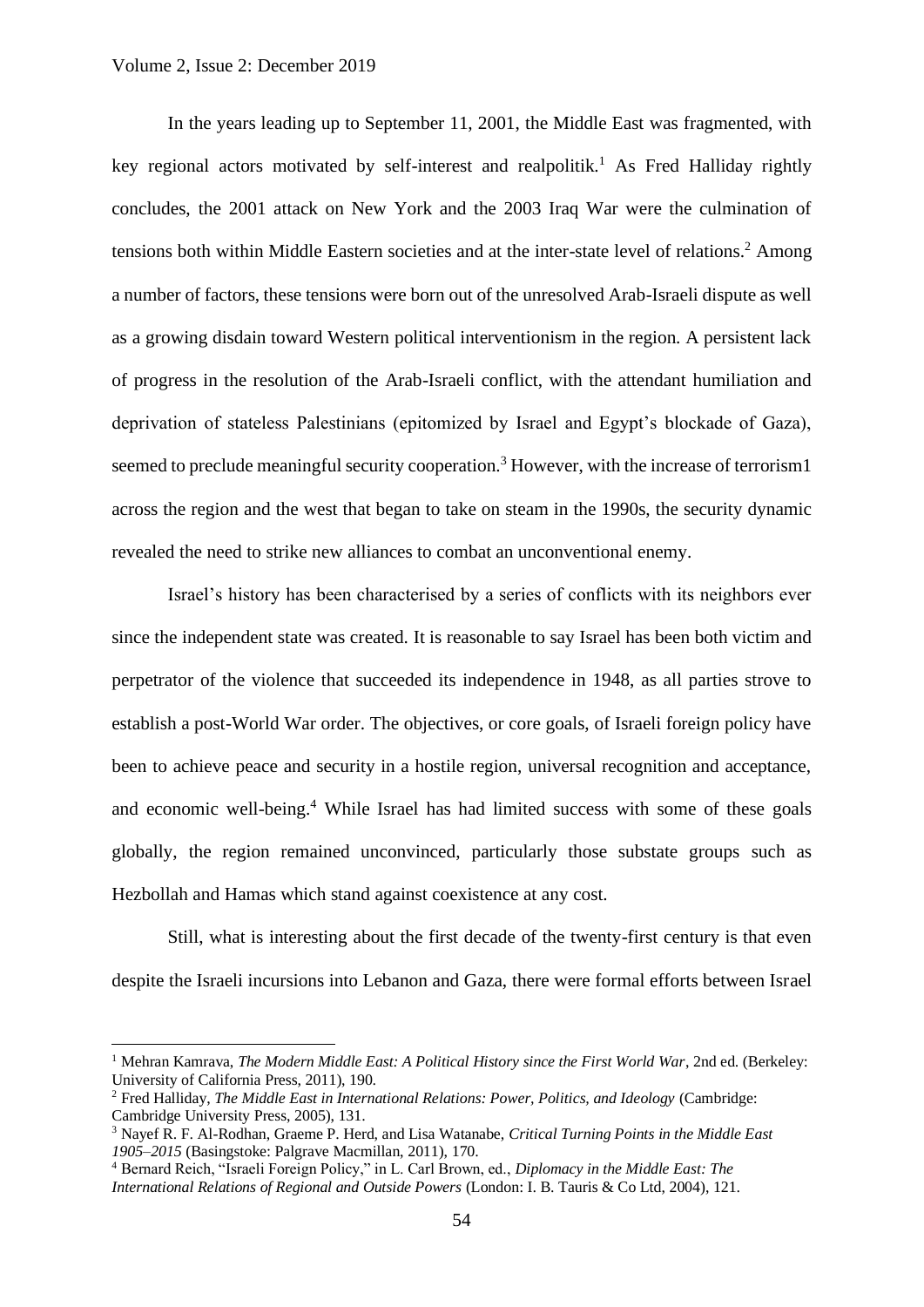In the years leading up to September 11, 2001, the Middle East was fragmented, with key regional actors motivated by self-interest and realpolitik.[1] As Fred Halliday rightly concludes, the 2001 attack on New York and the 2003 Iraq War were the culmination of tensions both within Middle Eastern societies and at the inter-state level of relations.[2] Among a number of factors, these tensions were born out of the unresolved Arab-Israeli dispute as well as a growing disdain toward Western political interventionism in the region. A persistent lack of progress in the resolution of the Arab-Israeli conflict, with the attendant humiliation and deprivation of stateless Palestinians (epitomized by Israel and Egypt's blockade of Gaza), seemed to preclude meaningful security cooperation.[3] However, with the increase of terrorism1 across the region and the west that began to take on steam in the 1990s, the security dynamic revealed the need to strike new alliances to combat an unconventional enemy.

Israel's history has been characterised by a series of conflicts with its neighbors ever since the independent state was created. It is reasonable to say Israel has been both victim and perpetrator of the violence that succeeded its independence in 1948, as all parties strove to establish a post-World War order. The objectives, or core goals, of Israeli foreign policy have been to achieve peace and security in a hostile region, universal recognition and acceptance, and economic well-being.[4] While Israel has had limited success with some of these goals globally, the region remained unconvinced, particularly those substate groups such as Hezbollah and Hamas which stand against coexistence at any cost.

Still, what is interesting about the first decade of the twenty-first century is that even despite the Israeli incursions into Lebanon and Gaza, there were formal efforts between Israel

---

[1] Mehran Kamrava, *The Modern Middle East: A Political History since the First World War*, 2nd ed. (Berkeley: University of California Press, 2011), 190.

[2] Fred Halliday, *The Middle East in International Relations: Power, Politics, and Ideology* (Cambridge: Cambridge University Press, 2005), 131.

[3] Nayef R. F. Al-Rodhan, Graeme P. Herd, and Lisa Watanabe, *Critical Turning Points in the Middle East 1905–2015* (Basingstoke: Palgrave Macmillan, 2011), 170.

[4] Bernard Reich, "Israeli Foreign Policy," in L. Carl Brown, ed., *Diplomacy in the Middle East: The International Relations of Regional and Outside Powers* (London: I. B. Tauris & Co Ltd, 2004), 121.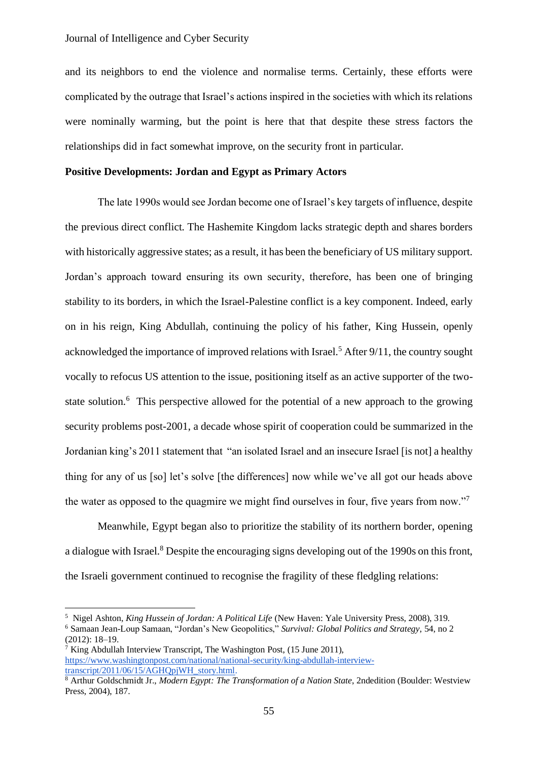and its neighbors to end the violence and normalise terms. Certainly, these efforts were complicated by the outrage that Israel's actions inspired in the societies with which its relations were nominally warming, but the point is here that that despite these stress factors the relationships did in fact somewhat improve, on the security front in particular.

**Positive Developments: Jordan and Egypt as Primary Actors**

The late 1990s would see Jordan become one of Israel's key targets of influence, despite the previous direct conflict. The Hashemite Kingdom lacks strategic depth and shares borders with historically aggressive states; as a result, it has been the beneficiary of US military support. Jordan's approach toward ensuring its own security, therefore, has been one of bringing stability to its borders, in which the Israel-Palestine conflict is a key component. Indeed, early on in his reign, King Abdullah, continuing the policy of his father, King Hussein, openly acknowledged the importance of improved relations with Israel.[5] After 9/11, the country sought vocally to refocus US attention to the issue, positioning itself as an active supporter of the two-state solution.[6] This perspective allowed for the potential of a new approach to the growing security problems post-2001, a decade whose spirit of cooperation could be summarized in the Jordanian king's 2011 statement that "an isolated Israel and an insecure Israel [is not] a healthy thing for any of us [so] let's solve [the differences] now while we've all got our heads above the water as opposed to the quagmire we might find ourselves in four, five years from now."[7]

Meanwhile, Egypt began also to prioritize the stability of its northern border, opening a dialogue with Israel.[8] Despite the encouraging signs developing out of the 1990s on this front, the Israeli government continued to recognise the fragility of these fledgling relations:

---

[5] Nigel Ashton, *King Hussein of Jordan: A Political Life* (New Haven: Yale University Press, 2008), 319.

[6] Samaan Jean-Loup Samaan, "Jordan's New Geopolitics," *Survival: Global Politics and Strategy*, 54, no 2 (2012): 18–19.

[7] King Abdullah Interview Transcript, The Washington Post, (15 June 2011), https://www.washingtonpost.com/national/national-security/king-abdullah-interview-transcript/2011/06/15/AGHQpjWH_story.html.

[8] Arthur Goldschmidt Jr., *Modern Egypt: The Transformation of a Nation State*, 2ndedition (Boulder: Westview Press, 2004), 187.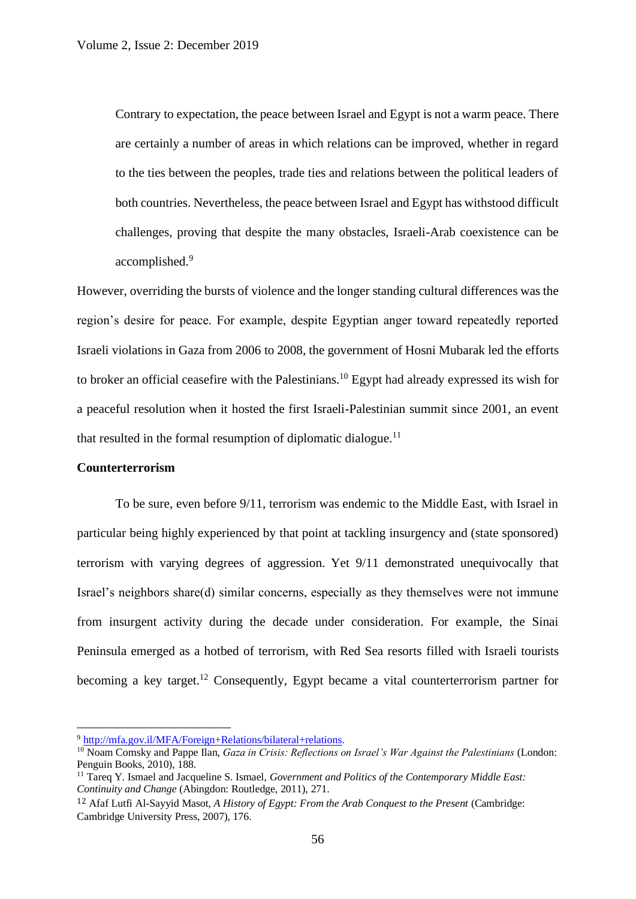> Contrary to expectation, the peace between Israel and Egypt is not a warm peace. There are certainly a number of areas in which relations can be improved, whether in regard to the ties between the peoples, trade ties and relations between the political leaders of both countries. Nevertheless, the peace between Israel and Egypt has withstood difficult challenges, proving that despite the many obstacles, Israeli-Arab coexistence can be accomplished.[9]

However, overriding the bursts of violence and the longer standing cultural differences was the region's desire for peace. For example, despite Egyptian anger toward repeatedly reported Israeli violations in Gaza from 2006 to 2008, the government of Hosni Mubarak led the efforts to broker an official ceasefire with the Palestinians.[10] Egypt had already expressed its wish for a peaceful resolution when it hosted the first Israeli-Palestinian summit since 2001, an event that resulted in the formal resumption of diplomatic dialogue.[11]

**Counterterrorism**

To be sure, even before 9/11, terrorism was endemic to the Middle East, with Israel in particular being highly experienced by that point at tackling insurgency and (state sponsored) terrorism with varying degrees of aggression. Yet 9/11 demonstrated unequivocally that Israel's neighbors share(d) similar concerns, especially as they themselves were not immune from insurgent activity during the decade under consideration. For example, the Sinai Peninsula emerged as a hotbed of terrorism, with Red Sea resorts filled with Israeli tourists becoming a key target.[12] Consequently, Egypt became a vital counterterrorism partner for

---

[9] http://mfa.gov.il/MFA/Foreign+Relations/bilateral+relations.

[10] Noam Comsky and Pappe Ilan, *Gaza in Crisis: Reflections on Israel's War Against the Palestinians* (London: Penguin Books, 2010), 188.

[11] Tareq Y. Ismael and Jacqueline S. Ismael, *Government and Politics of the Contemporary Middle East: Continuity and Change* (Abingdon: Routledge, 2011), 271.

[12] Afaf Lutfi Al-Sayyid Masot, *A History of Egypt: From the Arab Conquest to the Present* (Cambridge: Cambridge University Press, 2007), 176.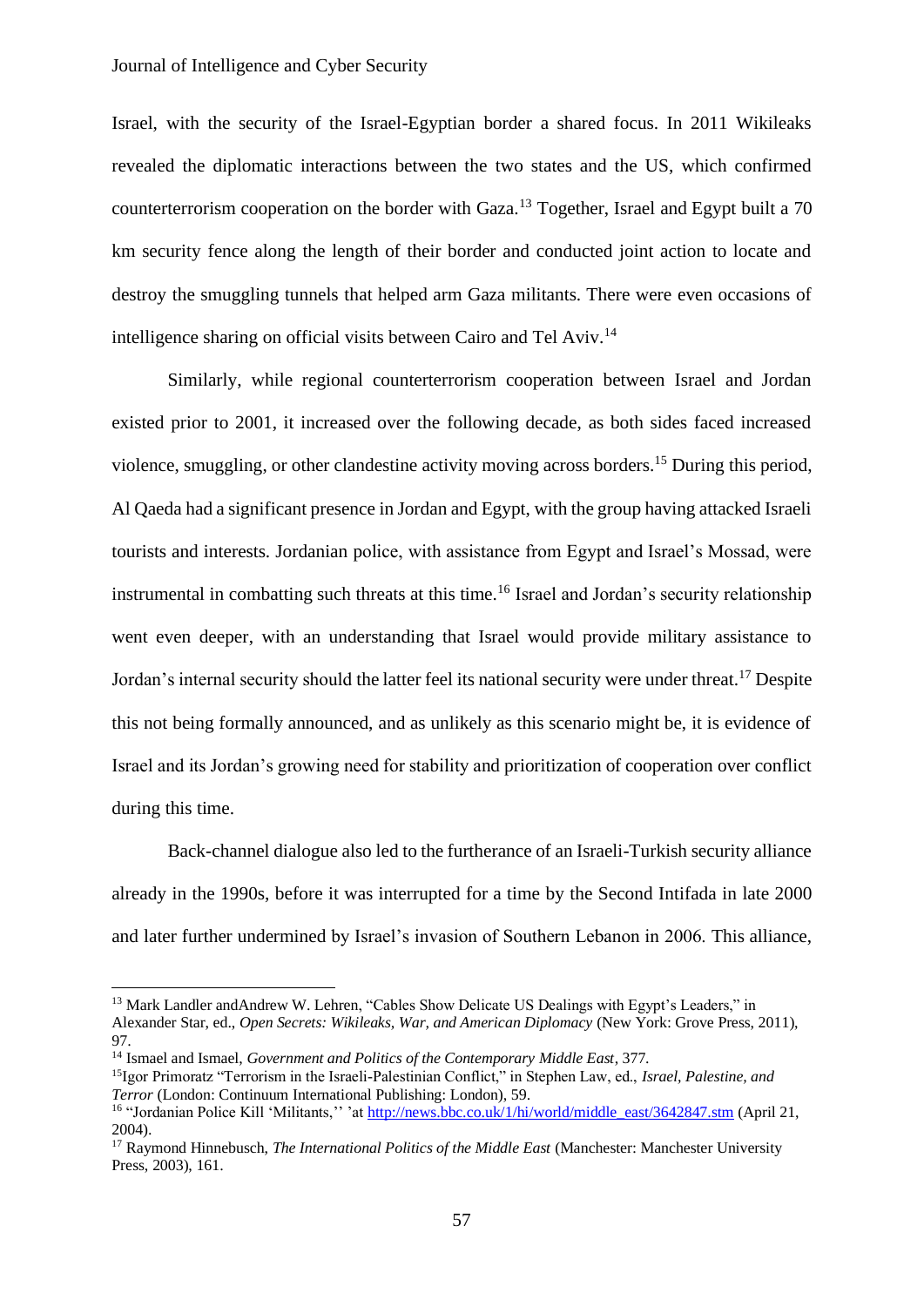Israel, with the security of the Israel-Egyptian border a shared focus. In 2011 Wikileaks revealed the diplomatic interactions between the two states and the US, which confirmed counterterrorism cooperation on the border with Gaza.[13] Together, Israel and Egypt built a 70 km security fence along the length of their border and conducted joint action to locate and destroy the smuggling tunnels that helped arm Gaza militants. There were even occasions of intelligence sharing on official visits between Cairo and Tel Aviv.[14]

Similarly, while regional counterterrorism cooperation between Israel and Jordan existed prior to 2001, it increased over the following decade, as both sides faced increased violence, smuggling, or other clandestine activity moving across borders.[15] During this period, Al Qaeda had a significant presence in Jordan and Egypt, with the group having attacked Israeli tourists and interests. Jordanian police, with assistance from Egypt and Israel's Mossad, were instrumental in combatting such threats at this time.[16] Israel and Jordan's security relationship went even deeper, with an understanding that Israel would provide military assistance to Jordan's internal security should the latter feel its national security were under threat.[17] Despite this not being formally announced, and as unlikely as this scenario might be, it is evidence of Israel and its Jordan's growing need for stability and prioritization of cooperation over conflict during this time.

Back-channel dialogue also led to the furtherance of an Israeli-Turkish security alliance already in the 1990s, before it was interrupted for a time by the Second Intifada in late 2000 and later further undermined by Israel's invasion of Southern Lebanon in 2006. This alliance,

---

[13] Mark Landler andAndrew W. Lehren, "Cables Show Delicate US Dealings with Egypt's Leaders," in Alexander Star, ed., *Open Secrets: Wikileaks, War, and American Diplomacy* (New York: Grove Press, 2011), 97.

[14] Ismael and Ismael, *Government and Politics of the Contemporary Middle East*, 377.

[15] Igor Primoratz "Terrorism in the Israeli-Palestinian Conflict," in Stephen Law, ed., *Israel, Palestine, and Terror* (London: Continuum International Publishing: London), 59.

[16] "Jordanian Police Kill 'Militants,'' 'at http://news.bbc.co.uk/1/hi/world/middle_east/3642847.stm (April 21, 2004).

[17] Raymond Hinnebusch, *The International Politics of the Middle East* (Manchester: Manchester University Press, 2003), 161.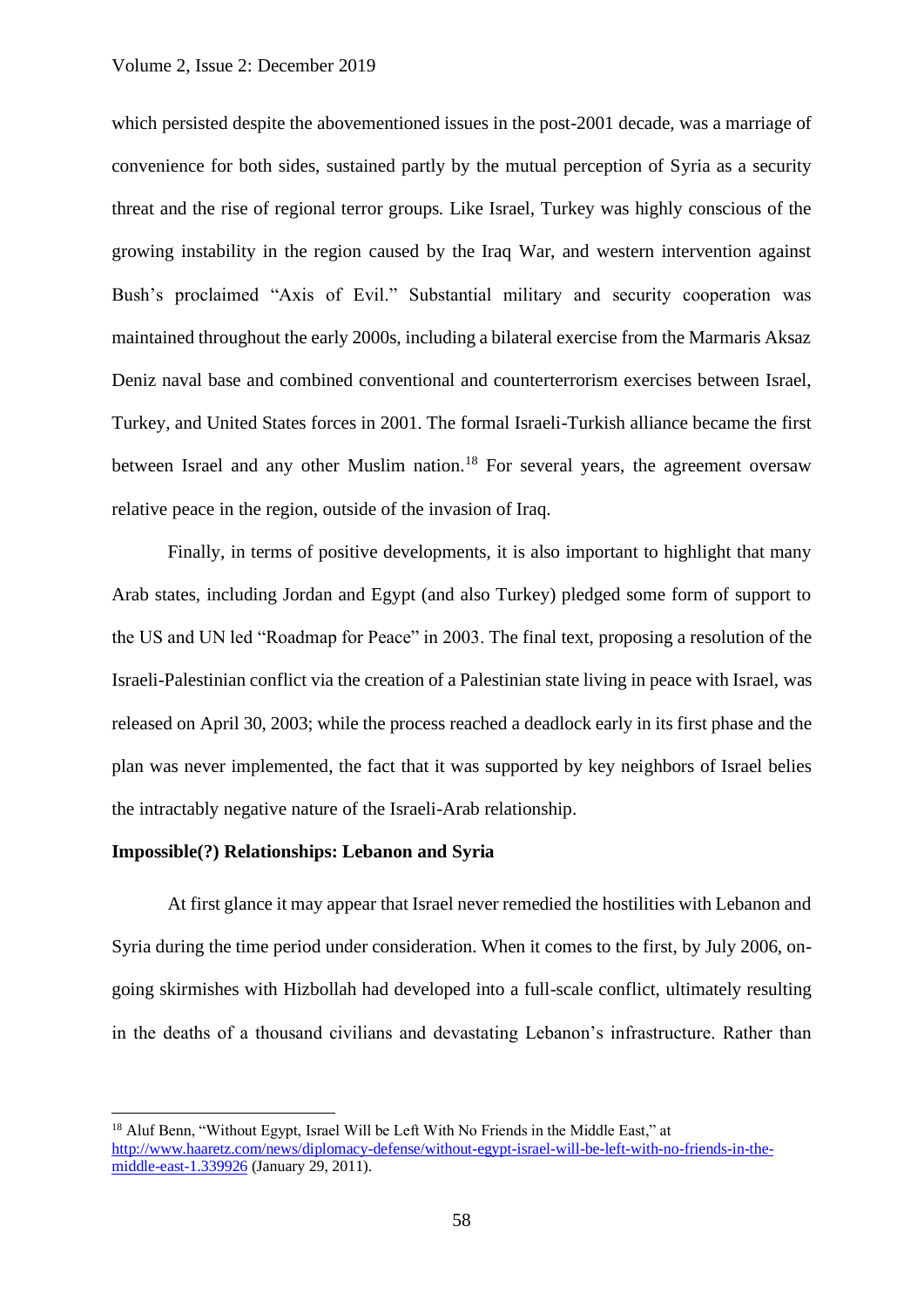which persisted despite the abovementioned issues in the post-2001 decade, was a marriage of convenience for both sides, sustained partly by the mutual perception of Syria as a security threat and the rise of regional terror groups. Like Israel, Turkey was highly conscious of the growing instability in the region caused by the Iraq War, and western intervention against Bush's proclaimed "Axis of Evil." Substantial military and security cooperation was maintained throughout the early 2000s, including a bilateral exercise from the Marmaris Aksaz Deniz naval base and combined conventional and counterterrorism exercises between Israel, Turkey, and United States forces in 2001. The formal Israeli-Turkish alliance became the first between Israel and any other Muslim nation.[18] For several years, the agreement oversaw relative peace in the region, outside of the invasion of Iraq.

Finally, in terms of positive developments, it is also important to highlight that many Arab states, including Jordan and Egypt (and also Turkey) pledged some form of support to the US and UN led "Roadmap for Peace" in 2003. The final text, proposing a resolution of the Israeli-Palestinian conflict via the creation of a Palestinian state living in peace with Israel, was released on April 30, 2003; while the process reached a deadlock early in its first phase and the plan was never implemented, the fact that it was supported by key neighbors of Israel belies the intractably negative nature of the Israeli-Arab relationship.

**Impossible(?) Relationships: Lebanon and Syria**

At first glance it may appear that Israel never remedied the hostilities with Lebanon and Syria during the time period under consideration. When it comes to the first, by July 2006, on-going skirmishes with Hizbollah had developed into a full-scale conflict, ultimately resulting in the deaths of a thousand civilians and devastating Lebanon's infrastructure. Rather than

---

[18] Aluf Benn, "Without Egypt, Israel Will be Left With No Friends in the Middle East," at http://www.haaretz.com/news/diplomacy-defense/without-egypt-israel-will-be-left-with-no-friends-in-the-middle-east-1.339926 (January 29, 2011).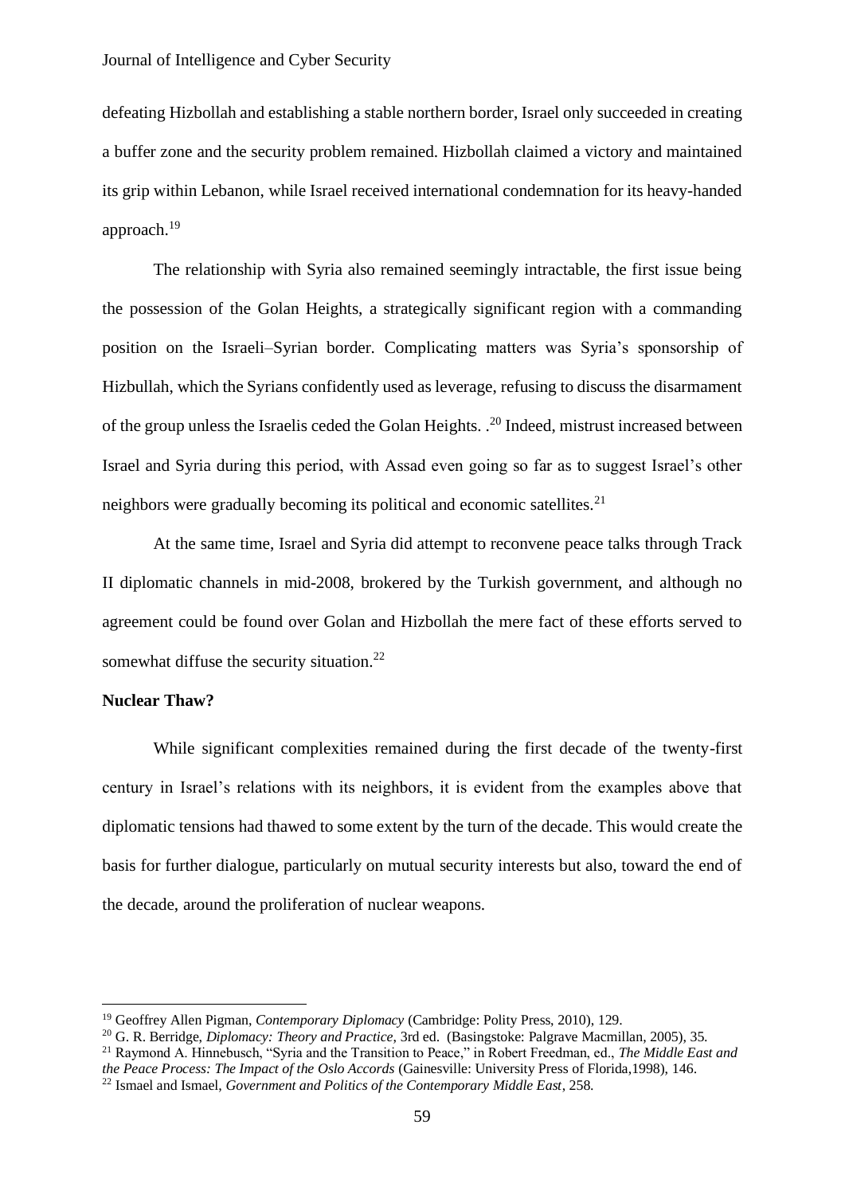defeating Hizbollah and establishing a stable northern border, Israel only succeeded in creating a buffer zone and the security problem remained. Hizbollah claimed a victory and maintained its grip within Lebanon, while Israel received international condemnation for its heavy-handed approach.[19]

The relationship with Syria also remained seemingly intractable, the first issue being the possession of the Golan Heights, a strategically significant region with a commanding position on the Israeli–Syrian border. Complicating matters was Syria's sponsorship of Hizbullah, which the Syrians confidently used as leverage, refusing to discuss the disarmament of the group unless the Israelis ceded the Golan Heights. .[20] Indeed, mistrust increased between Israel and Syria during this period, with Assad even going so far as to suggest Israel's other neighbors were gradually becoming its political and economic satellites.[21]

At the same time, Israel and Syria did attempt to reconvene peace talks through Track II diplomatic channels in mid-2008, brokered by the Turkish government, and although no agreement could be found over Golan and Hizbollah the mere fact of these efforts served to somewhat diffuse the security situation.[22]

**Nuclear Thaw?**

While significant complexities remained during the first decade of the twenty-first century in Israel's relations with its neighbors, it is evident from the examples above that diplomatic tensions had thawed to some extent by the turn of the decade. This would create the basis for further dialogue, particularly on mutual security interests but also, toward the end of the decade, around the proliferation of nuclear weapons.

---

[19] Geoffrey Allen Pigman, *Contemporary Diplomacy* (Cambridge: Polity Press, 2010), 129.

[20] G. R. Berridge, *Diplomacy: Theory and Practice,* 3rd ed. (Basingstoke: Palgrave Macmillan, 2005), 35.

[21] Raymond A. Hinnebusch, "Syria and the Transition to Peace," in Robert Freedman, ed., *The Middle East and the Peace Process: The Impact of the Oslo Accords* (Gainesville: University Press of Florida,1998), 146.

[22] Ismael and Ismael, *Government and Politics of the Contemporary Middle East*, 258.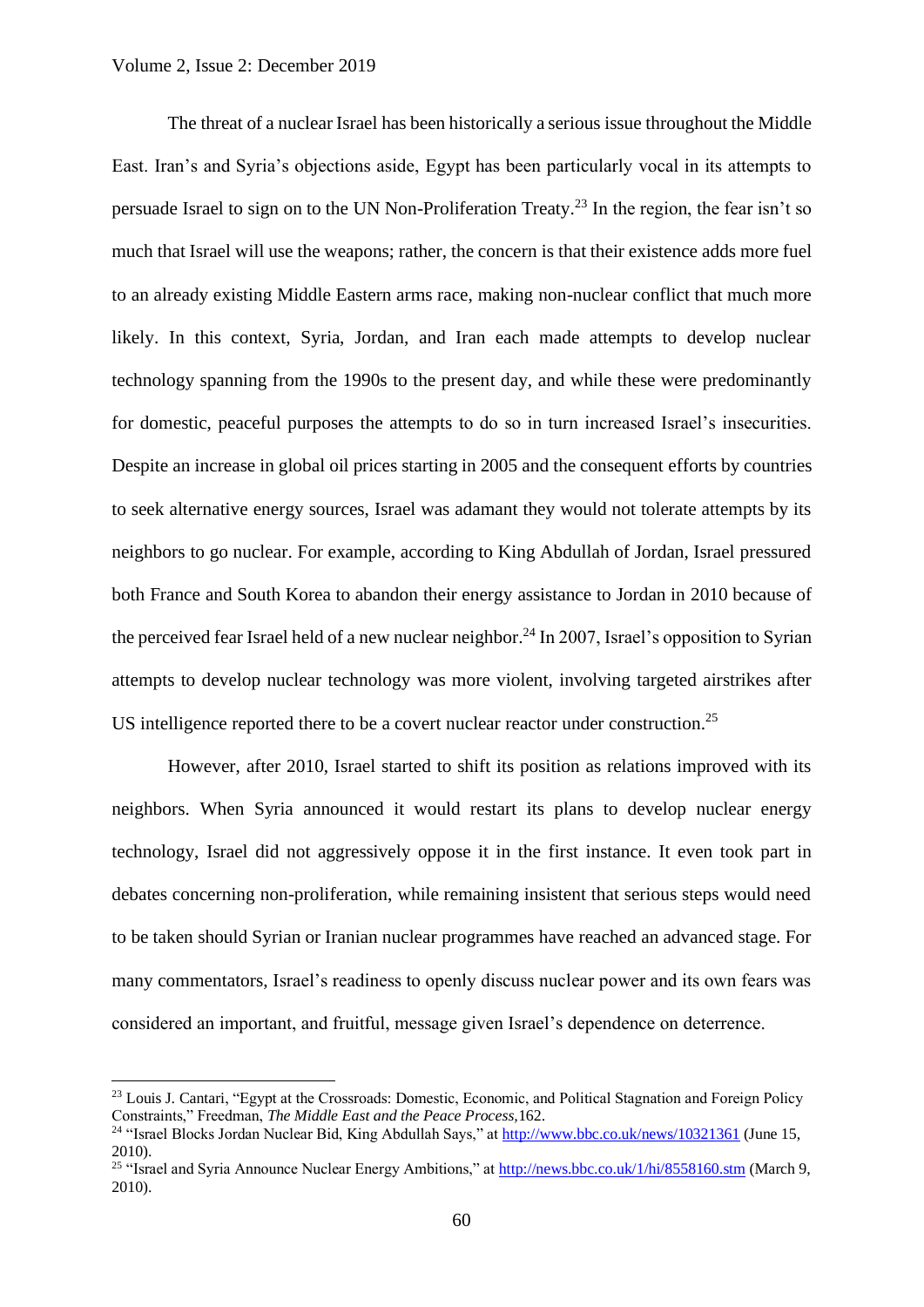The threat of a nuclear Israel has been historically a serious issue throughout the Middle East. Iran's and Syria's objections aside, Egypt has been particularly vocal in its attempts to persuade Israel to sign on to the UN Non-Proliferation Treaty.[23] In the region, the fear isn't so much that Israel will use the weapons; rather, the concern is that their existence adds more fuel to an already existing Middle Eastern arms race, making non-nuclear conflict that much more likely. In this context, Syria, Jordan, and Iran each made attempts to develop nuclear technology spanning from the 1990s to the present day, and while these were predominantly for domestic, peaceful purposes the attempts to do so in turn increased Israel's insecurities. Despite an increase in global oil prices starting in 2005 and the consequent efforts by countries to seek alternative energy sources, Israel was adamant they would not tolerate attempts by its neighbors to go nuclear. For example, according to King Abdullah of Jordan, Israel pressured both France and South Korea to abandon their energy assistance to Jordan in 2010 because of the perceived fear Israel held of a new nuclear neighbor.[24] In 2007, Israel's opposition to Syrian attempts to develop nuclear technology was more violent, involving targeted airstrikes after US intelligence reported there to be a covert nuclear reactor under construction.[25]

However, after 2010, Israel started to shift its position as relations improved with its neighbors. When Syria announced it would restart its plans to develop nuclear energy technology, Israel did not aggressively oppose it in the first instance. It even took part in debates concerning non-proliferation, while remaining insistent that serious steps would need to be taken should Syrian or Iranian nuclear programmes have reached an advanced stage. For many commentators, Israel's readiness to openly discuss nuclear power and its own fears was considered an important, and fruitful, message given Israel's dependence on deterrence.

---

[23] Louis J. Cantari, "Egypt at the Crossroads: Domestic, Economic, and Political Stagnation and Foreign Policy Constraints," Freedman, *The Middle East and the Peace Process,*162.

[24] "Israel Blocks Jordan Nuclear Bid, King Abdullah Says," at http://www.bbc.co.uk/news/10321361 (June 15, 2010).

[25] "Israel and Syria Announce Nuclear Energy Ambitions," at http://news.bbc.co.uk/1/hi/8558160.stm (March 9, 2010).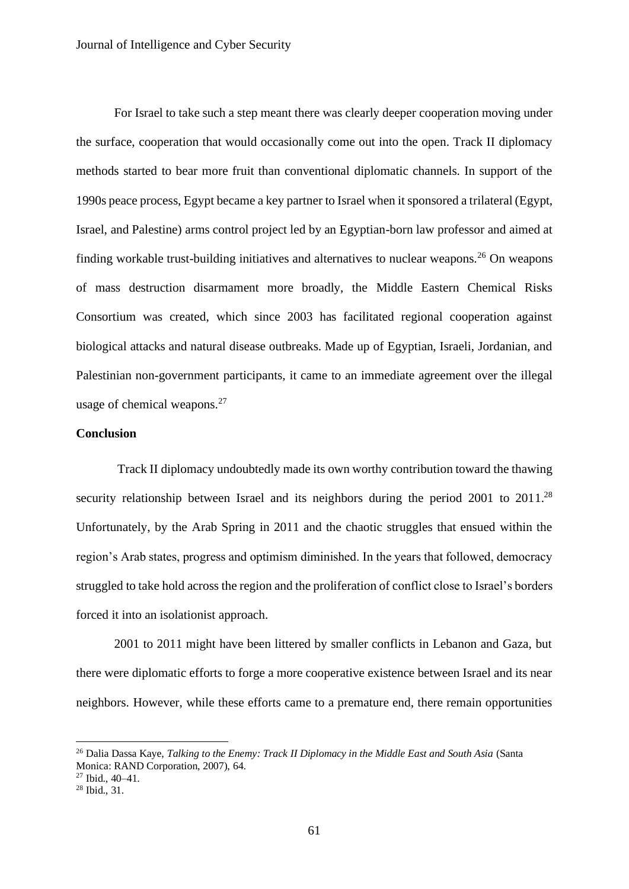For Israel to take such a step meant there was clearly deeper cooperation moving under the surface, cooperation that would occasionally come out into the open. Track II diplomacy methods started to bear more fruit than conventional diplomatic channels. In support of the 1990s peace process, Egypt became a key partner to Israel when it sponsored a trilateral (Egypt, Israel, and Palestine) arms control project led by an Egyptian-born law professor and aimed at finding workable trust-building initiatives and alternatives to nuclear weapons.[26] On weapons of mass destruction disarmament more broadly, the Middle Eastern Chemical Risks Consortium was created, which since 2003 has facilitated regional cooperation against biological attacks and natural disease outbreaks. Made up of Egyptian, Israeli, Jordanian, and Palestinian non-government participants, it came to an immediate agreement over the illegal usage of chemical weapons.[27]

**Conclusion**

Track II diplomacy undoubtedly made its own worthy contribution toward the thawing security relationship between Israel and its neighbors during the period 2001 to 2011.[28] Unfortunately, by the Arab Spring in 2011 and the chaotic struggles that ensued within the region's Arab states, progress and optimism diminished. In the years that followed, democracy struggled to take hold across the region and the proliferation of conflict close to Israel's borders forced it into an isolationist approach.

2001 to 2011 might have been littered by smaller conflicts in Lebanon and Gaza, but there were diplomatic efforts to forge a more cooperative existence between Israel and its near neighbors. However, while these efforts came to a premature end, there remain opportunities

---

[26] Dalia Dassa Kaye, *Talking to the Enemy: Track II Diplomacy in the Middle East and South Asia* (Santa Monica: RAND Corporation, 2007), 64.

[27] Ibid., 40–41.

[28] Ibid., 31.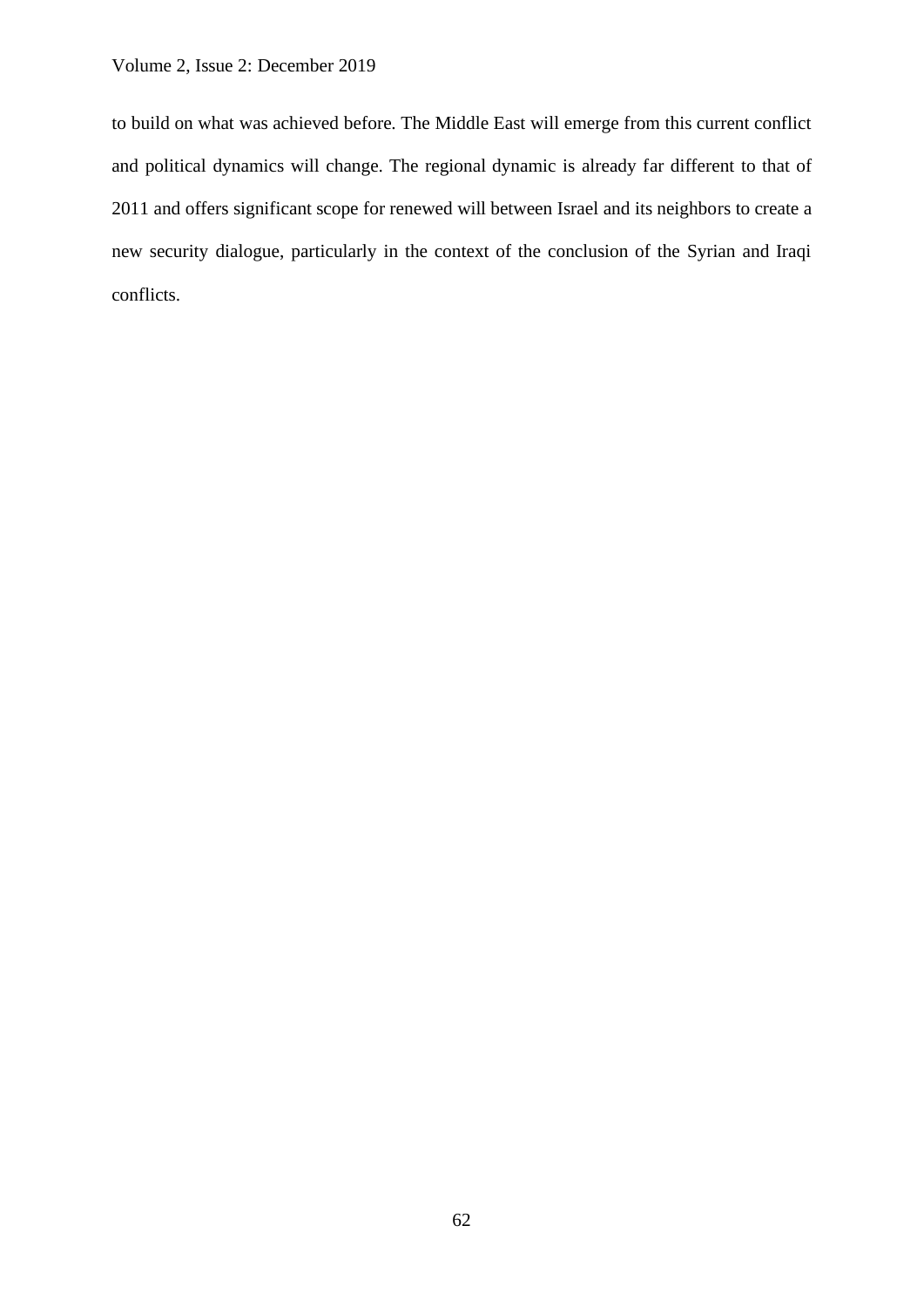to build on what was achieved before. The Middle East will emerge from this current conflict and political dynamics will change. The regional dynamic is already far different to that of 2011 and offers significant scope for renewed will between Israel and its neighbors to create a new security dialogue, particularly in the context of the conclusion of the Syrian and Iraqi conflicts.